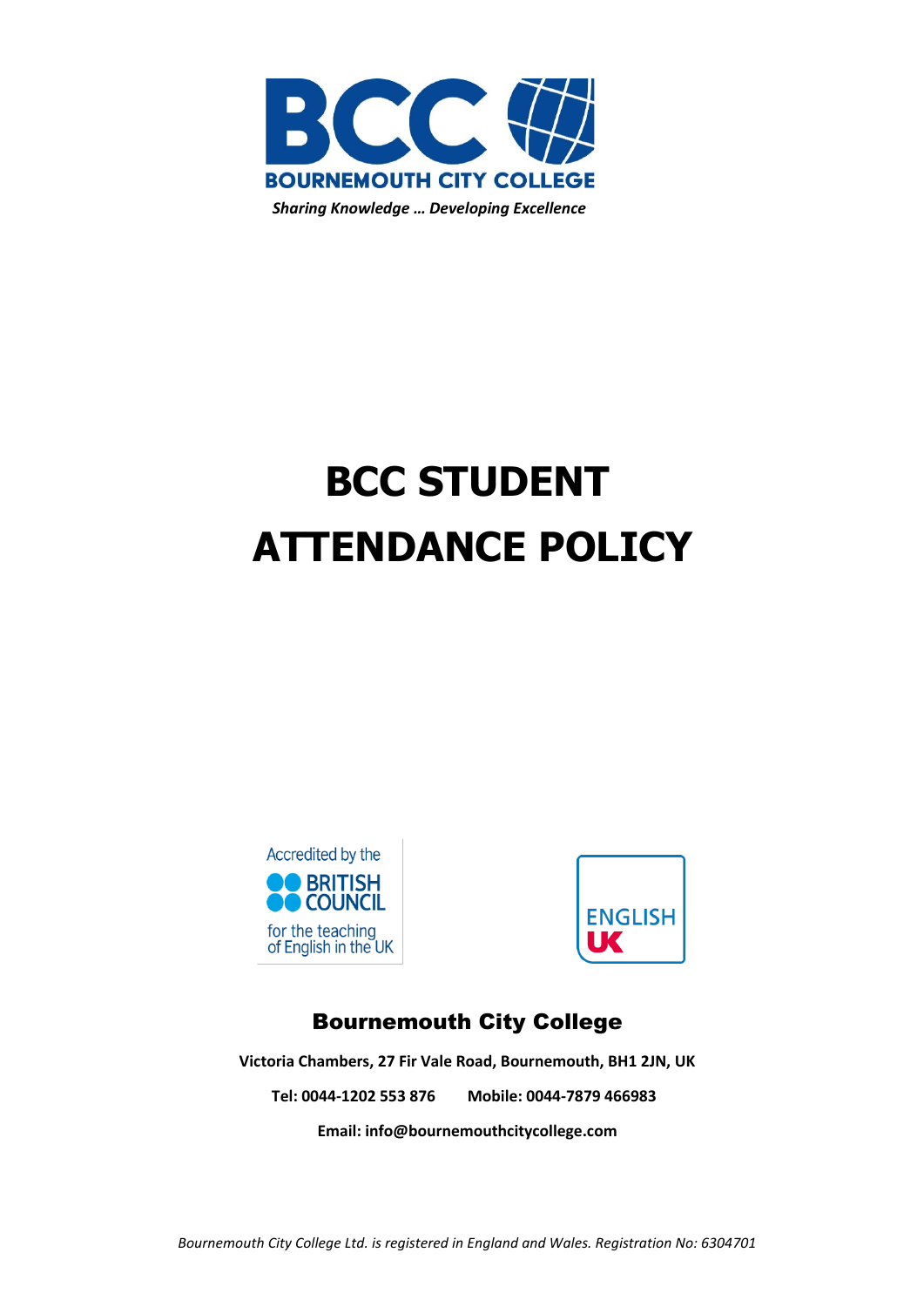BCC

BOURNEMOUTH CITY COLLEGE

*Sharing Knowledge … Developing Excellence*

# BCC STUDENT ATTENDANCE POLICY

Accredited by the BRITISH COUNCIL for the teaching of English in the UK

ENGLISH UK

## Bournemouth City College

**Victoria Chambers, 27 Fir Vale Road, Bournemouth, BH1 2JN, UK**

**Tel: 0044-1202 553 876 Mobile: 0044-7879 466983**

**Email: info@bournemouthcitycollege.com**

*Bournemouth City College Ltd. is registered in England and Wales. Registration No: 6304701*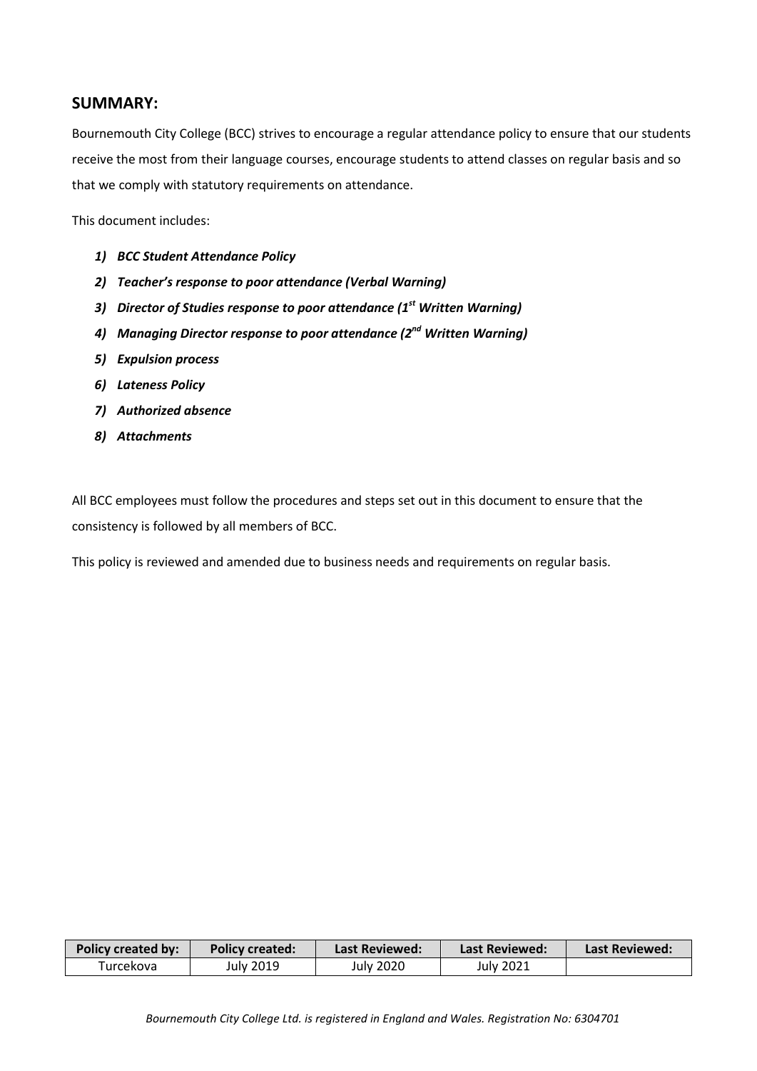## SUMMARY:

Bournemouth City College (BCC) strives to encourage a regular attendance policy to ensure that our students receive the most from their language courses, encourage students to attend classes on regular basis and so that we comply with statutory requirements on attendance.

This document includes:

1) ***BCC Student Attendance Policy***
2) ***Teacher's response to poor attendance (Verbal Warning)***
3) ***Director of Studies response to poor attendance (1st Written Warning)***
4) ***Managing Director response to poor attendance (2nd Written Warning)***
5) ***Expulsion process***
6) ***Lateness Policy***
7) ***Authorized absence***
8) ***Attachments***

All BCC employees must follow the procedures and steps set out in this document to ensure that the consistency is followed by all members of BCC.

This policy is reviewed and amended due to business needs and requirements on regular basis.

| Policy created by: | Policy created: | Last Reviewed: | Last Reviewed: | Last Reviewed: |
|---|---|---|---|---|
| Turcekova | July 2019 | July 2020 | July 2021 | |

*Bournemouth City College Ltd. is registered in England and Wales. Registration No: 6304701*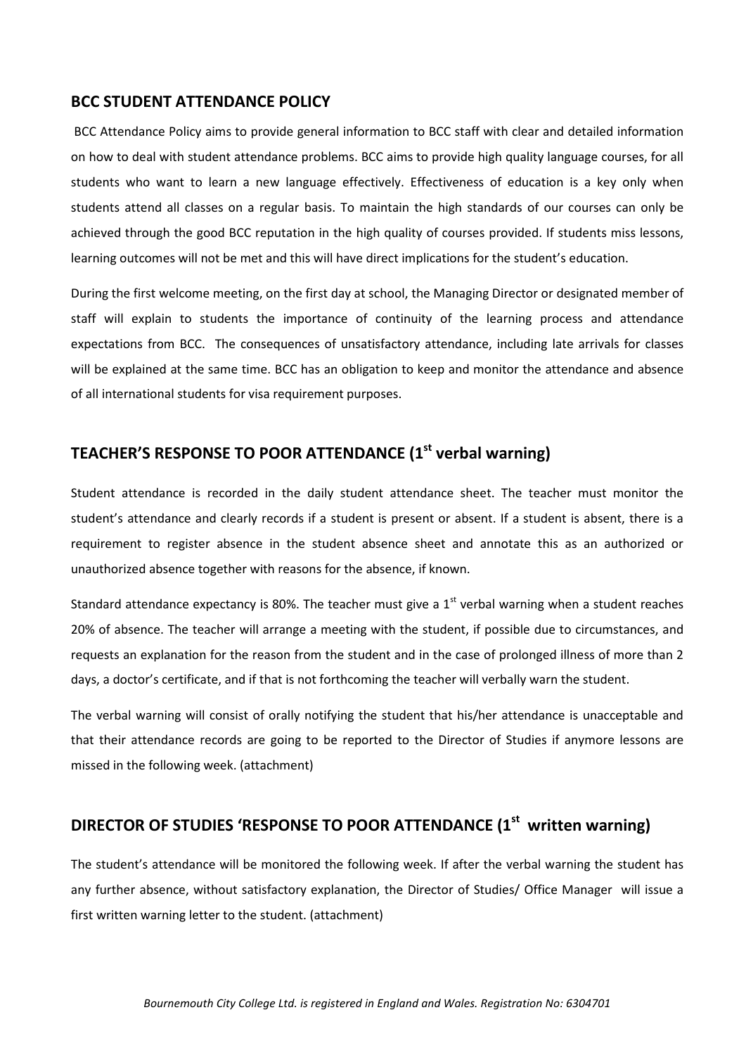## BCC STUDENT ATTENDANCE POLICY

BCC Attendance Policy aims to provide general information to BCC staff with clear and detailed information on how to deal with student attendance problems. BCC aims to provide high quality language courses, for all students who want to learn a new language effectively. Effectiveness of education is a key only when students attend all classes on a regular basis. To maintain the high standards of our courses can only be achieved through the good BCC reputation in the high quality of courses provided. If students miss lessons, learning outcomes will not be met and this will have direct implications for the student's education.

During the first welcome meeting, on the first day at school, the Managing Director or designated member of staff will explain to students the importance of continuity of the learning process and attendance expectations from BCC. The consequences of unsatisfactory attendance, including late arrivals for classes will be explained at the same time. BCC has an obligation to keep and monitor the attendance and absence of all international students for visa requirement purposes.

## TEACHER'S RESPONSE TO POOR ATTENDANCE (1st verbal warning)

Student attendance is recorded in the daily student attendance sheet. The teacher must monitor the student's attendance and clearly records if a student is present or absent. If a student is absent, there is a requirement to register absence in the student absence sheet and annotate this as an authorized or unauthorized absence together with reasons for the absence, if known.

Standard attendance expectancy is 80%. The teacher must give a 1st verbal warning when a student reaches 20% of absence. The teacher will arrange a meeting with the student, if possible due to circumstances, and requests an explanation for the reason from the student and in the case of prolonged illness of more than 2 days, a doctor's certificate, and if that is not forthcoming the teacher will verbally warn the student.

The verbal warning will consist of orally notifying the student that his/her attendance is unacceptable and that their attendance records are going to be reported to the Director of Studies if anymore lessons are missed in the following week. (attachment)

## DIRECTOR OF STUDIES 'RESPONSE TO POOR ATTENDANCE (1st written warning)

The student's attendance will be monitored the following week. If after the verbal warning the student has any further absence, without satisfactory explanation, the Director of Studies/ Office Manager will issue a first written warning letter to the student. (attachment)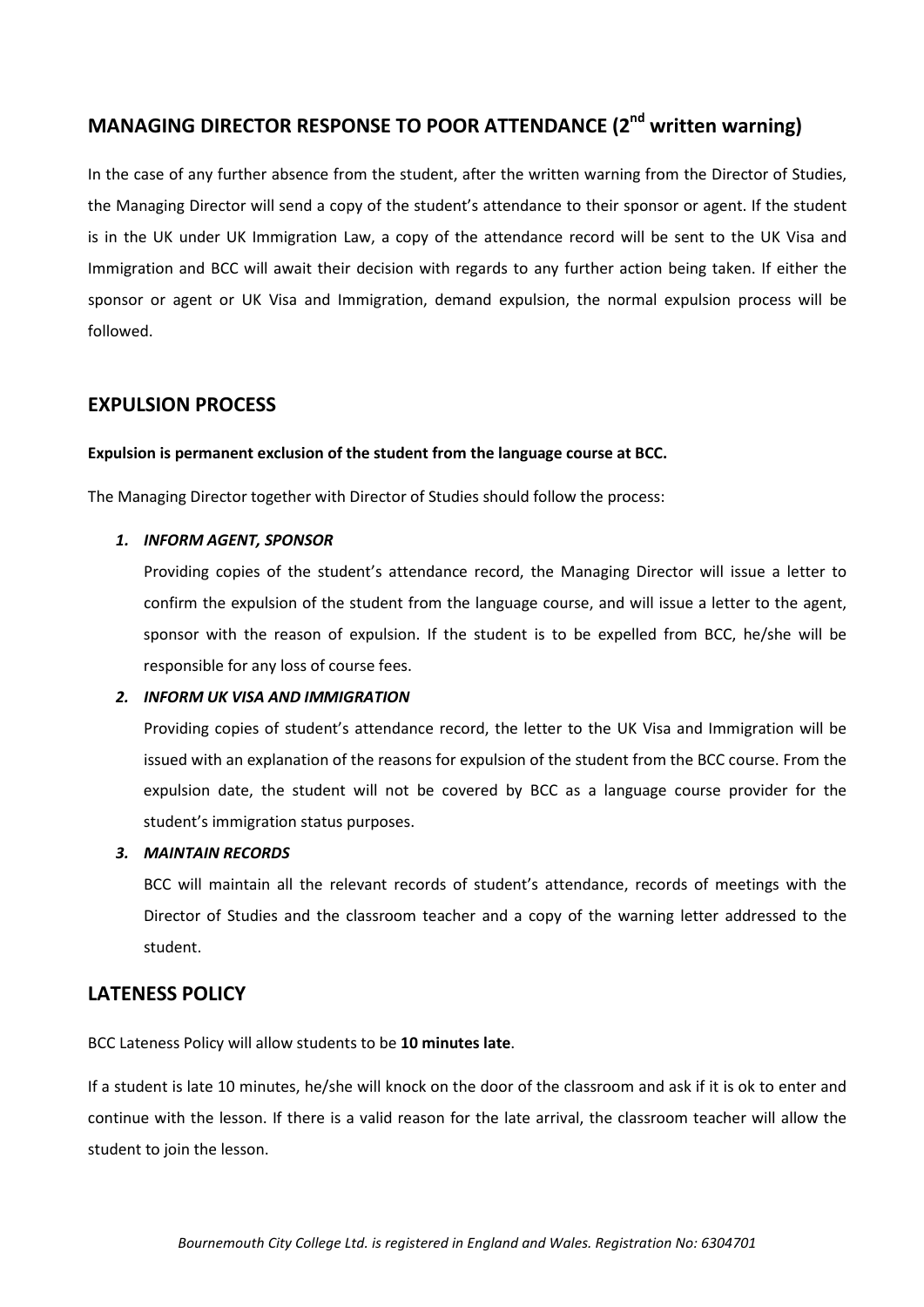## MANAGING DIRECTOR RESPONSE TO POOR ATTENDANCE (2nd written warning)

In the case of any further absence from the student, after the written warning from the Director of Studies, the Managing Director will send a copy of the student's attendance to their sponsor or agent. If the student is in the UK under UK Immigration Law, a copy of the attendance record will be sent to the UK Visa and Immigration and BCC will await their decision with regards to any further action being taken. If either the sponsor or agent or UK Visa and Immigration, demand expulsion, the normal expulsion process will be followed.

## EXPULSION PROCESS

**Expulsion is permanent exclusion of the student from the language course at BCC.**

The Managing Director together with Director of Studies should follow the process:

1. ***INFORM AGENT, SPONSOR***

   Providing copies of the student's attendance record, the Managing Director will issue a letter to confirm the expulsion of the student from the language course, and will issue a letter to the agent, sponsor with the reason of expulsion. If the student is to be expelled from BCC, he/she will be responsible for any loss of course fees.

2. ***INFORM UK VISA AND IMMIGRATION***

   Providing copies of student's attendance record, the letter to the UK Visa and Immigration will be issued with an explanation of the reasons for expulsion of the student from the BCC course. From the expulsion date, the student will not be covered by BCC as a language course provider for the student's immigration status purposes.

3. ***MAINTAIN RECORDS***

   BCC will maintain all the relevant records of student's attendance, records of meetings with the Director of Studies and the classroom teacher and a copy of the warning letter addressed to the student.

## LATENESS POLICY

BCC Lateness Policy will allow students to be **10 minutes late**.

If a student is late 10 minutes, he/she will knock on the door of the classroom and ask if it is ok to enter and continue with the lesson. If there is a valid reason for the late arrival, the classroom teacher will allow the student to join the lesson.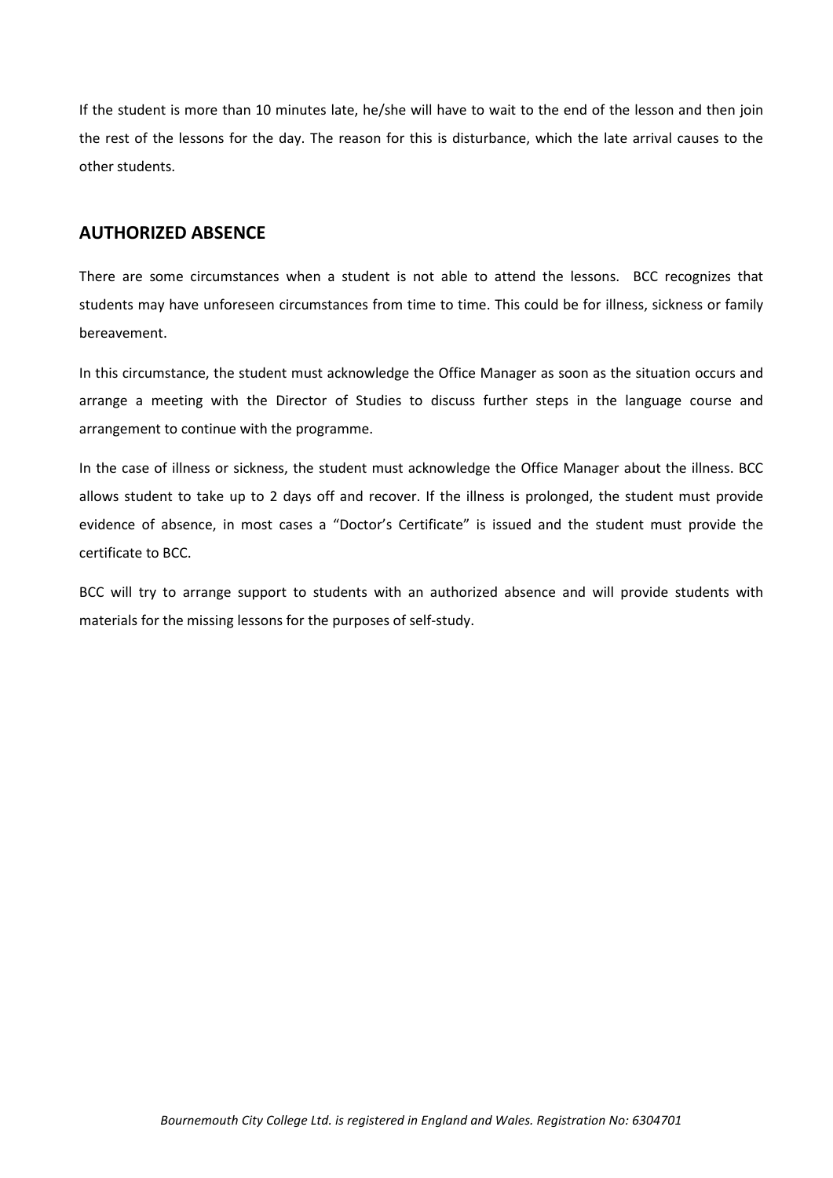If the student is more than 10 minutes late, he/she will have to wait to the end of the lesson and then join the rest of the lessons for the day. The reason for this is disturbance, which the late arrival causes to the other students.

## AUTHORIZED ABSENCE

There are some circumstances when a student is not able to attend the lessons. BCC recognizes that students may have unforeseen circumstances from time to time. This could be for illness, sickness or family bereavement.

In this circumstance, the student must acknowledge the Office Manager as soon as the situation occurs and arrange a meeting with the Director of Studies to discuss further steps in the language course and arrangement to continue with the programme.

In the case of illness or sickness, the student must acknowledge the Office Manager about the illness. BCC allows student to take up to 2 days off and recover. If the illness is prolonged, the student must provide evidence of absence, in most cases a "Doctor's Certificate" is issued and the student must provide the certificate to BCC.

BCC will try to arrange support to students with an authorized absence and will provide students with materials for the missing lessons for the purposes of self-study.